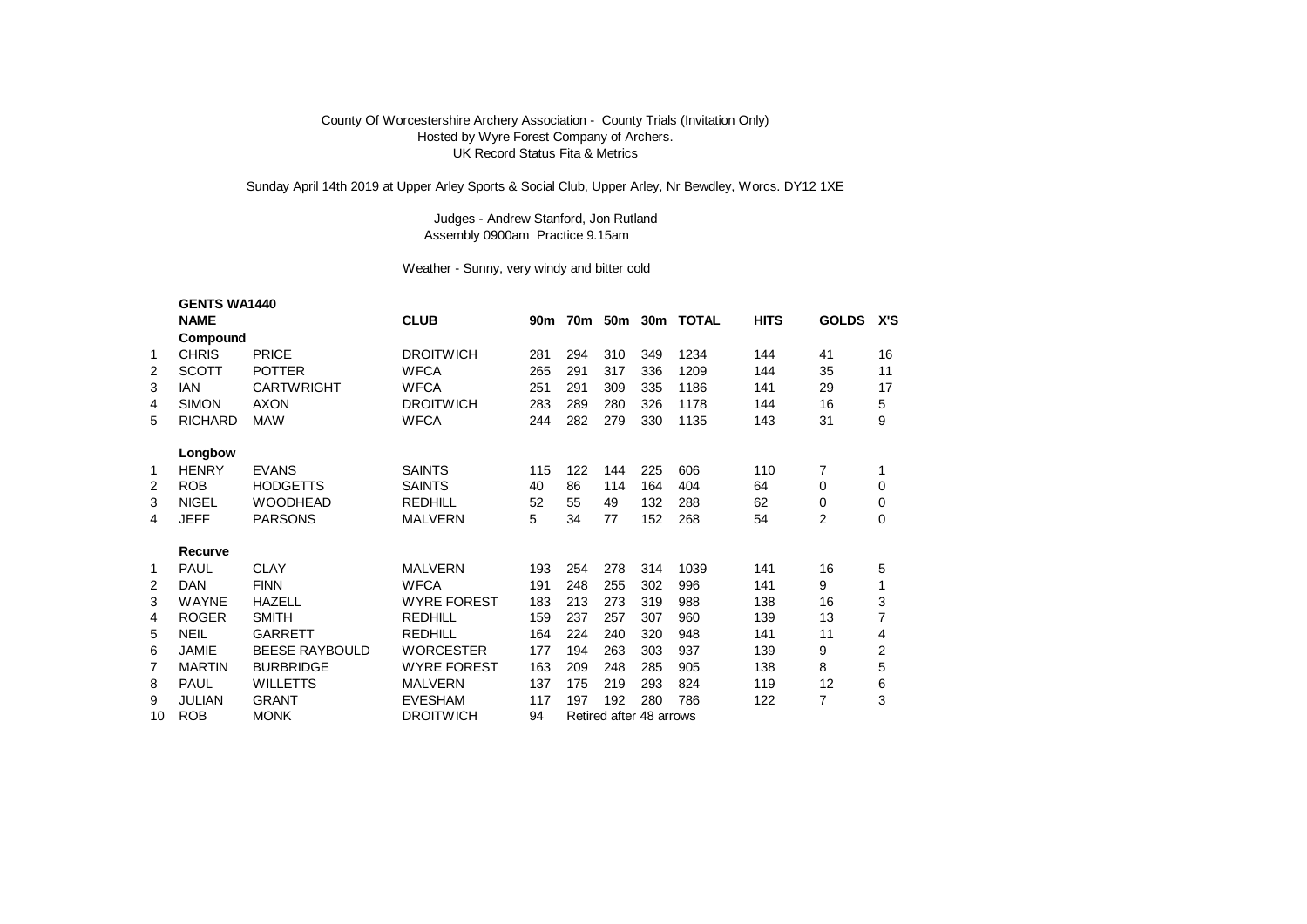County Of Worcestershire Archery Association - County Trials (Invitation Only)
Hosted by Wyre Forest Company of Archers.
UK Record Status Fita & Metrics

Sunday April 14th 2019 at Upper Arley Sports & Social Club, Upper Arley, Nr Bewdley, Worcs. DY12 1XE

Judges - Andrew Stanford, Jon Rutland
Assembly 0900am Practice 9.15am

Weather - Sunny, very windy and bitter cold

**GENTS WA1440**

| | **NAME** | | **CLUB** | **90m** | **70m** | **50m** | **30m** | **TOTAL** | **HITS** | **GOLDS** | **X'S** |
|---|---|---|---|---|---|---|---|---|---|---|---|
| | **Compound** | | | | | | | | | | |
| 1 | CHRIS | PRICE | DROITWICH | 281 | 294 | 310 | 349 | 1234 | 144 | 41 | 16 |
| 2 | SCOTT | POTTER | WFCA | 265 | 291 | 317 | 336 | 1209 | 144 | 35 | 11 |
| 3 | IAN | CARTWRIGHT | WFCA | 251 | 291 | 309 | 335 | 1186 | 141 | 29 | 17 |
| 4 | SIMON | AXON | DROITWICH | 283 | 289 | 280 | 326 | 1178 | 144 | 16 | 5 |
| 5 | RICHARD | MAW | WFCA | 244 | 282 | 279 | 330 | 1135 | 143 | 31 | 9 |
| | **Longbow** | | | | | | | | | | |
| 1 | HENRY | EVANS | SAINTS | 115 | 122 | 144 | 225 | 606 | 110 | 7 | 1 |
| 2 | ROB | HODGETTS | SAINTS | 40 | 86 | 114 | 164 | 404 | 64 | 0 | 0 |
| 3 | NIGEL | WOODHEAD | REDHILL | 52 | 55 | 49 | 132 | 288 | 62 | 0 | 0 |
| 4 | JEFF | PARSONS | MALVERN | 5 | 34 | 77 | 152 | 268 | 54 | 2 | 0 |
| | **Recurve** | | | | | | | | | | |
| 1 | PAUL | CLAY | MALVERN | 193 | 254 | 278 | 314 | 1039 | 141 | 16 | 5 |
| 2 | DAN | FINN | WFCA | 191 | 248 | 255 | 302 | 996 | 141 | 9 | 1 |
| 3 | WAYNE | HAZELL | WYRE FOREST | 183 | 213 | 273 | 319 | 988 | 138 | 16 | 3 |
| 4 | ROGER | SMITH | REDHILL | 159 | 237 | 257 | 307 | 960 | 139 | 13 | 7 |
| 5 | NEIL | GARRETT | REDHILL | 164 | 224 | 240 | 320 | 948 | 141 | 11 | 4 |
| 6 | JAMIE | BEESE RAYBOULD | WORCESTER | 177 | 194 | 263 | 303 | 937 | 139 | 9 | 2 |
| 7 | MARTIN | BURBRIDGE | WYRE FOREST | 163 | 209 | 248 | 285 | 905 | 138 | 8 | 5 |
| 8 | PAUL | WILLETTS | MALVERN | 137 | 175 | 219 | 293 | 824 | 119 | 12 | 6 |
| 9 | JULIAN | GRANT | EVESHAM | 117 | 197 | 192 | 280 | 786 | 122 | 7 | 3 |
| 10 | ROB | MONK | DROITWICH | 94 | Retired after 48 arrows | | | | | | |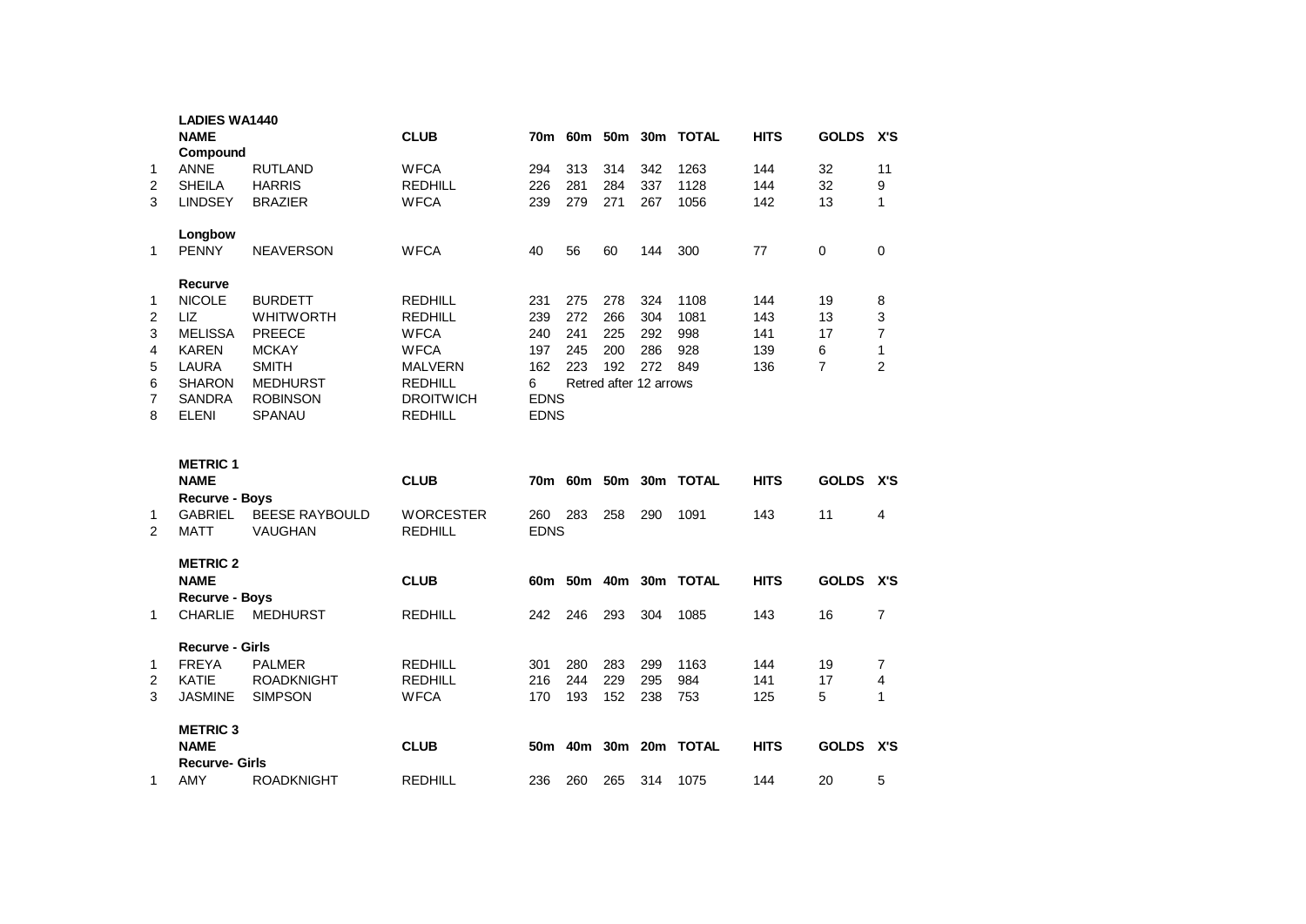**LADIES WA1440**

| | NAME | | CLUB | 70m | 60m | 50m | 30m | TOTAL | HITS | GOLDS | X'S |
|---|---|---|---|---|---|---|---|---|---|---|---|
| | **Compound** | | | | | | | | | | |
| 1 | ANNE | RUTLAND | WFCA | 294 | 313 | 314 | 342 | 1263 | 144 | 32 | 11 |
| 2 | SHEILA | HARRIS | REDHILL | 226 | 281 | 284 | 337 | 1128 | 144 | 32 | 9 |
| 3 | LINDSEY | BRAZIER | WFCA | 239 | 279 | 271 | 267 | 1056 | 142 | 13 | 1 |
| | **Longbow** | | | | | | | | | | |
| 1 | PENNY | NEAVERSON | WFCA | 40 | 56 | 60 | 144 | 300 | 77 | 0 | 0 |
| | **Recurve** | | | | | | | | | | |
| 1 | NICOLE | BURDETT | REDHILL | 231 | 275 | 278 | 324 | 1108 | 144 | 19 | 8 |
| 2 | LIZ | WHITWORTH | REDHILL | 239 | 272 | 266 | 304 | 1081 | 143 | 13 | 3 |
| 3 | MELISSA | PREECE | WFCA | 240 | 241 | 225 | 292 | 998 | 141 | 17 | 7 |
| 4 | KAREN | MCKAY | WFCA | 197 | 245 | 200 | 286 | 928 | 139 | 6 | 1 |
| 5 | LAURA | SMITH | MALVERN | 162 | 223 | 192 | 272 | 849 | 136 | 7 | 2 |
| 6 | SHARON | MEDHURST | REDHILL | 6 | Retred after 12 arrows | | | | | | |
| 7 | SANDRA | ROBINSON | DROITWICH | EDNS | | | | | | | |
| 8 | ELENI | SPANAU | REDHILL | EDNS | | | | | | | |

**METRIC 1**

| | NAME | | CLUB | 70m | 60m | 50m | 30m | TOTAL | HITS | GOLDS | X'S |
|---|---|---|---|---|---|---|---|---|---|---|---|
| | **Recurve - Boys** | | | | | | | | | | |
| 1 | GABRIEL | BEESE RAYBOULD | WORCESTER | 260 | 283 | 258 | 290 | 1091 | 143 | 11 | 4 |
| 2 | MATT | VAUGHAN | REDHILL | EDNS | | | | | | | |

**METRIC 2**

| | NAME | | CLUB | 60m | 50m | 40m | 30m | TOTAL | HITS | GOLDS | X'S |
|---|---|---|---|---|---|---|---|---|---|---|---|
| | **Recurve - Boys** | | | | | | | | | | |
| 1 | CHARLIE | MEDHURST | REDHILL | 242 | 246 | 293 | 304 | 1085 | 143 | 16 | 7 |
| | **Recurve - Girls** | | | | | | | | | | |
| 1 | FREYA | PALMER | REDHILL | 301 | 280 | 283 | 299 | 1163 | 144 | 19 | 7 |
| 2 | KATIE | ROADKNIGHT | REDHILL | 216 | 244 | 229 | 295 | 984 | 141 | 17 | 4 |
| 3 | JASMINE | SIMPSON | WFCA | 170 | 193 | 152 | 238 | 753 | 125 | 5 | 1 |

**METRIC 3**

| | NAME | | CLUB | 50m | 40m | 30m | 20m | TOTAL | HITS | GOLDS | X'S |
|---|---|---|---|---|---|---|---|---|---|---|---|
| | **Recurve- Girls** | | | | | | | | | | |
| 1 | AMY | ROADKNIGHT | REDHILL | 236 | 260 | 265 | 314 | 1075 | 144 | 20 | 5 |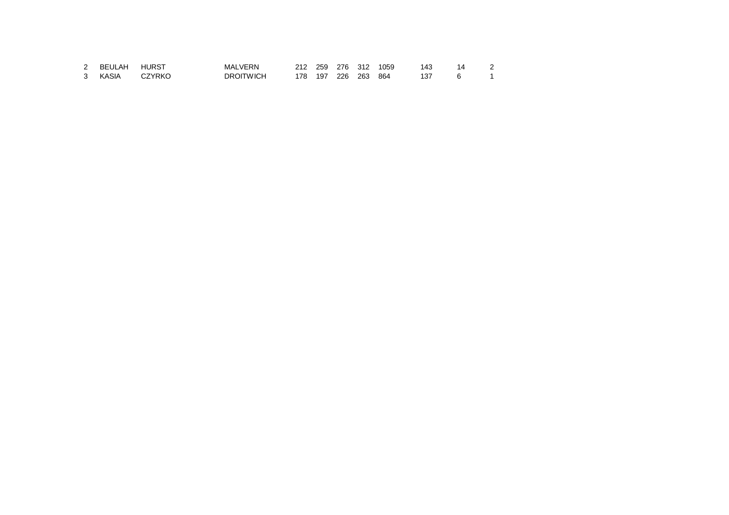| | | | | | | | | | | | |
|---|---|---|---|---|---|---|---|---|---|---|---|
| 2 | BEULAH | HURST | MALVERN | 212 | 259 | 276 | 312 | 1059 | 143 | 14 | 2 |
| 3 | KASIA | CZYRKO | DROITWICH | 178 | 197 | 226 | 263 | 864 | 137 | 6 | 1 |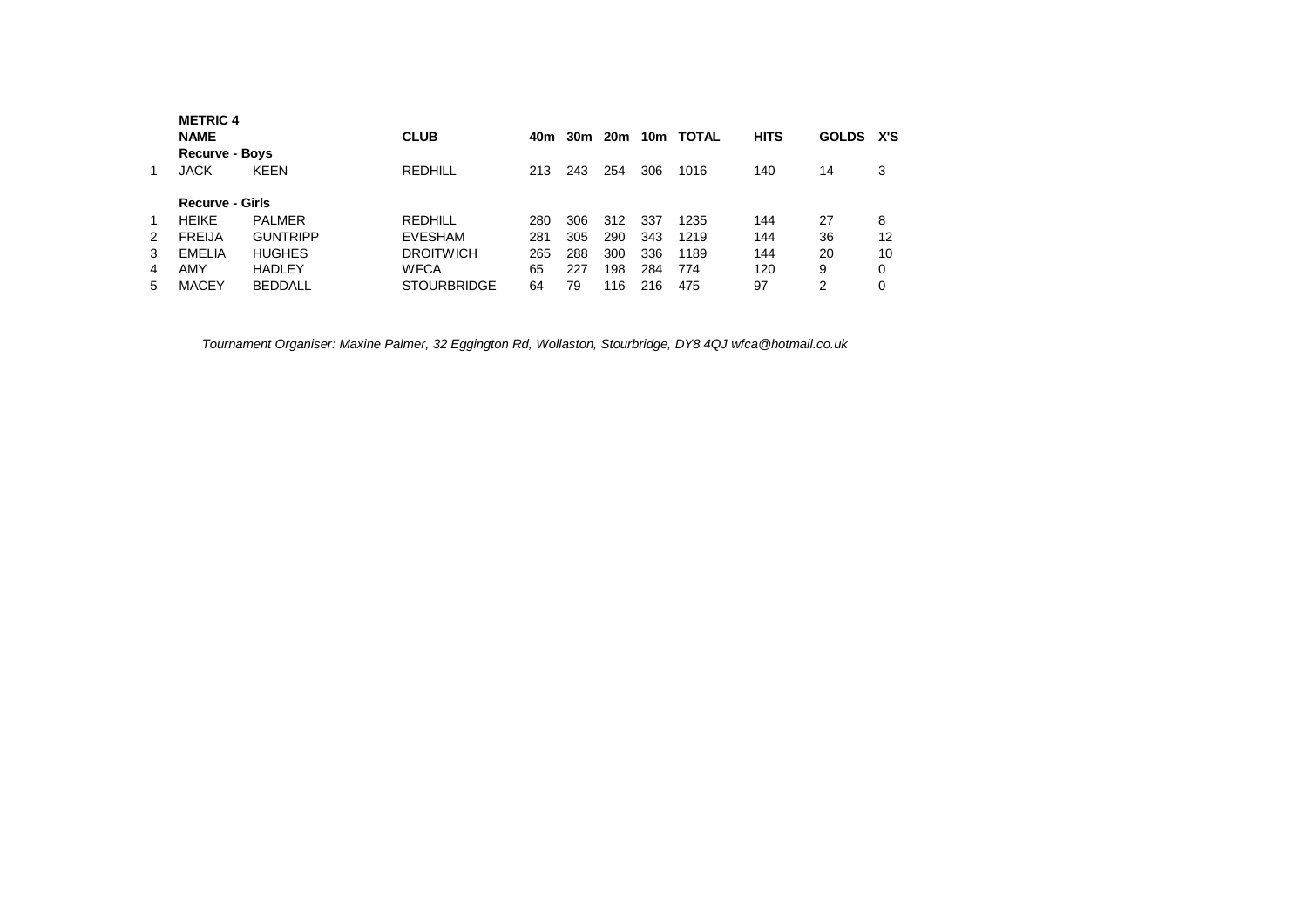**METRIC 4**

| | NAME | | CLUB | 40m | 30m | 20m | 10m | TOTAL | HITS | GOLDS | X'S |
|---|---|---|---|---|---|---|---|---|---|---|---|
| | **Recurve - Boys** | | | | | | | | | | |
| 1 | JACK | KEEN | REDHILL | 213 | 243 | 254 | 306 | 1016 | 140 | 14 | 3 |
| | **Recurve - Girls** | | | | | | | | | | |
| 1 | HEIKE | PALMER | REDHILL | 280 | 306 | 312 | 337 | 1235 | 144 | 27 | 8 |
| 2 | FREIJA | GUNTRIPP | EVESHAM | 281 | 305 | 290 | 343 | 1219 | 144 | 36 | 12 |
| 3 | EMELIA | HUGHES | DROITWICH | 265 | 288 | 300 | 336 | 1189 | 144 | 20 | 10 |
| 4 | AMY | HADLEY | WFCA | 65 | 227 | 198 | 284 | 774 | 120 | 9 | 0 |
| 5 | MACEY | BEDDALL | STOURBRIDGE | 64 | 79 | 116 | 216 | 475 | 97 | 2 | 0 |

*Tournament Organiser: Maxine Palmer, 32 Eggington Rd, Wollaston, Stourbridge, DY8 4QJ wfca@hotmail.co.uk*